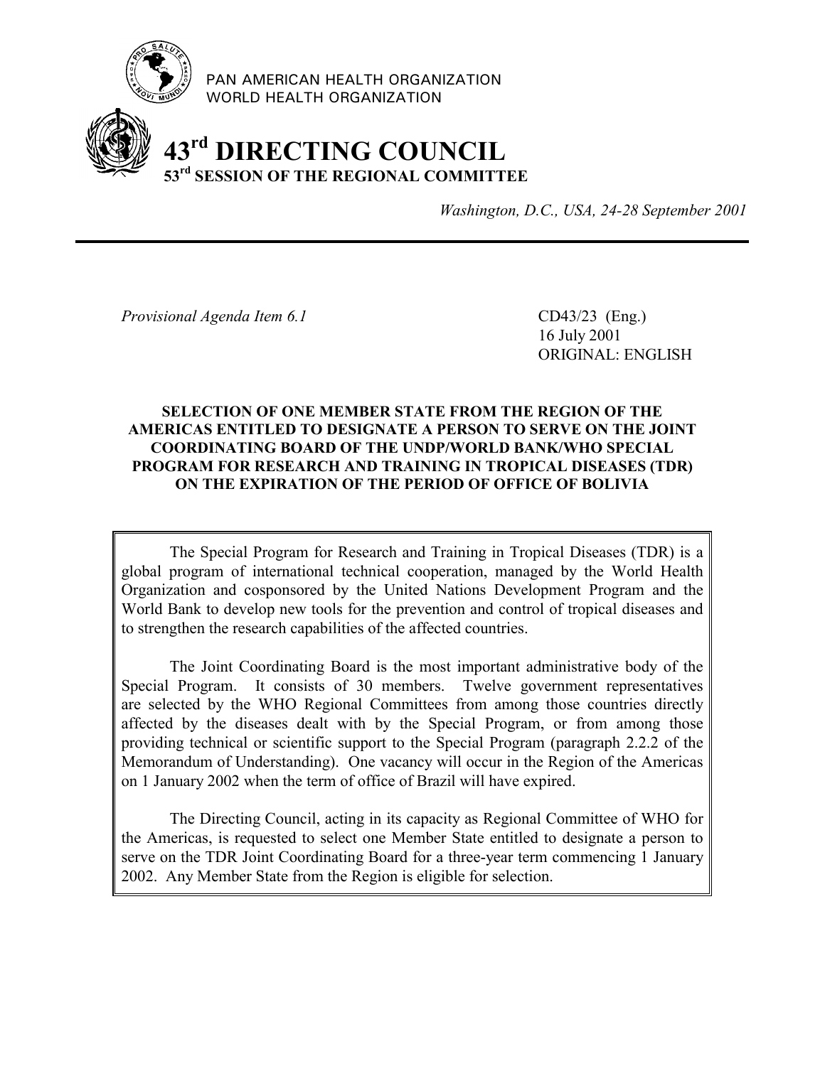PAN AMERICAN HEALTH ORGANIZATION
WORLD HEALTH ORGANIZATION

# 43rd DIRECTING COUNCIL
## 53rd SESSION OF THE REGIONAL COMMITTEE

*Washington, D.C., USA, 24-28 September 2001*

---

*Provisional Agenda Item 6.1*

CD43/23 (Eng.)
16 July 2001
ORIGINAL: ENGLISH

**SELECTION OF ONE MEMBER STATE FROM THE REGION OF THE AMERICAS ENTITLED TO DESIGNATE A PERSON TO SERVE ON THE JOINT COORDINATING BOARD OF THE UNDP/WORLD BANK/WHO SPECIAL PROGRAM FOR RESEARCH AND TRAINING IN TROPICAL DISEASES (TDR) ON THE EXPIRATION OF THE PERIOD OF OFFICE OF BOLIVIA**

The Special Program for Research and Training in Tropical Diseases (TDR) is a global program of international technical cooperation, managed by the World Health Organization and cosponsored by the United Nations Development Program and the World Bank to develop new tools for the prevention and control of tropical diseases and to strengthen the research capabilities of the affected countries.

The Joint Coordinating Board is the most important administrative body of the Special Program. It consists of 30 members. Twelve government representatives are selected by the WHO Regional Committees from among those countries directly affected by the diseases dealt with by the Special Program, or from among those providing technical or scientific support to the Special Program (paragraph 2.2.2 of the Memorandum of Understanding). One vacancy will occur in the Region of the Americas on 1 January 2002 when the term of office of Brazil will have expired.

The Directing Council, acting in its capacity as Regional Committee of WHO for the Americas, is requested to select one Member State entitled to designate a person to serve on the TDR Joint Coordinating Board for a three-year term commencing 1 January 2002. Any Member State from the Region is eligible for selection.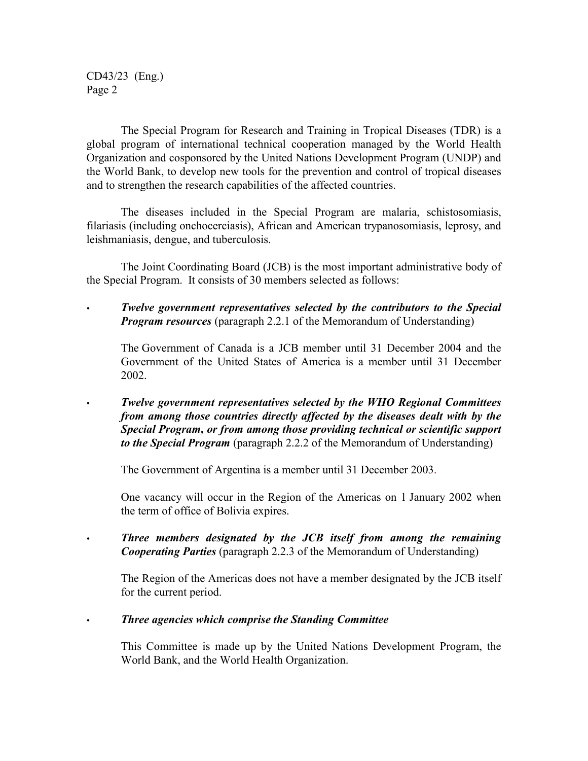The Special Program for Research and Training in Tropical Diseases (TDR) is a global program of international technical cooperation managed by the World Health Organization and cosponsored by the United Nations Development Program (UNDP) and the World Bank, to develop new tools for the prevention and control of tropical diseases and to strengthen the research capabilities of the affected countries.

The diseases included in the Special Program are malaria, schistosomiasis, filariasis (including onchocerciasis), African and American trypanosomiasis, leprosy, and leishmaniasis, dengue, and tuberculosis.

The Joint Coordinating Board (JCB) is the most important administrative body of the Special Program. It consists of 30 members selected as follows:

- ***Twelve government representatives selected by the contributors to the Special Program resources*** (paragraph 2.2.1 of the Memorandum of Understanding)

  The Government of Canada is a JCB member until 31 December 2004 and the Government of the United States of America is a member until 31 December 2002.

- ***Twelve government representatives selected by the WHO Regional Committees from among those countries directly affected by the diseases dealt with by the Special Program, or from among those providing technical or scientific support to the Special Program*** (paragraph 2.2.2 of the Memorandum of Understanding)

  The Government of Argentina is a member until 31 December 2003.

  One vacancy will occur in the Region of the Americas on 1 January 2002 when the term of office of Bolivia expires.

- ***Three members designated by the JCB itself from among the remaining Cooperating Parties*** (paragraph 2.2.3 of the Memorandum of Understanding)

  The Region of the Americas does not have a member designated by the JCB itself for the current period.

- ***Three agencies which comprise the Standing Committee***

  This Committee is made up by the United Nations Development Program, the World Bank, and the World Health Organization.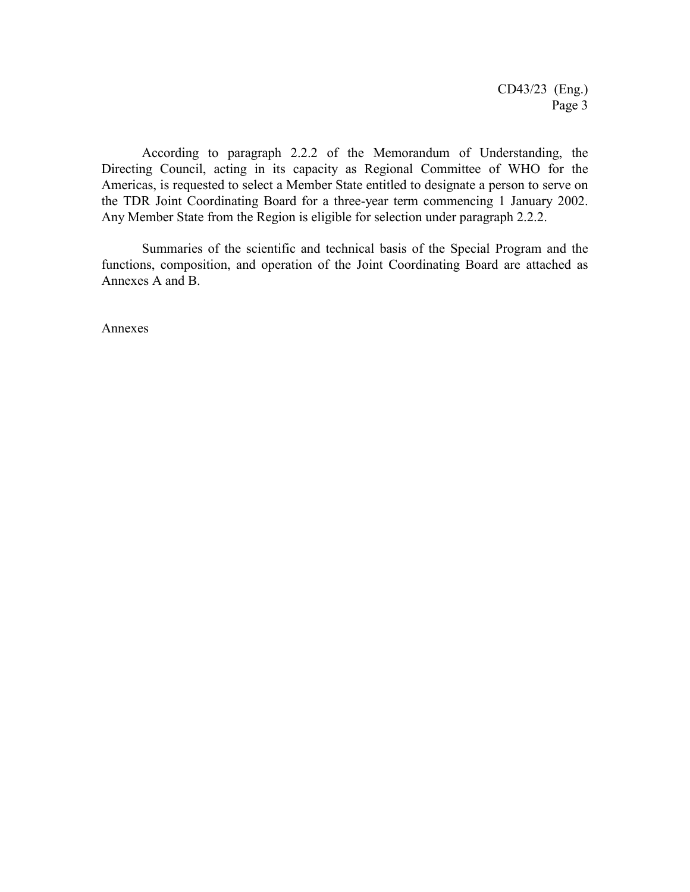According to paragraph 2.2.2 of the Memorandum of Understanding, the Directing Council, acting in its capacity as Regional Committee of WHO for the Americas, is requested to select a Member State entitled to designate a person to serve on the TDR Joint Coordinating Board for a three-year term commencing 1 January 2002. Any Member State from the Region is eligible for selection under paragraph 2.2.2.

Summaries of the scientific and technical basis of the Special Program and the functions, composition, and operation of the Joint Coordinating Board are attached as Annexes A and B.

Annexes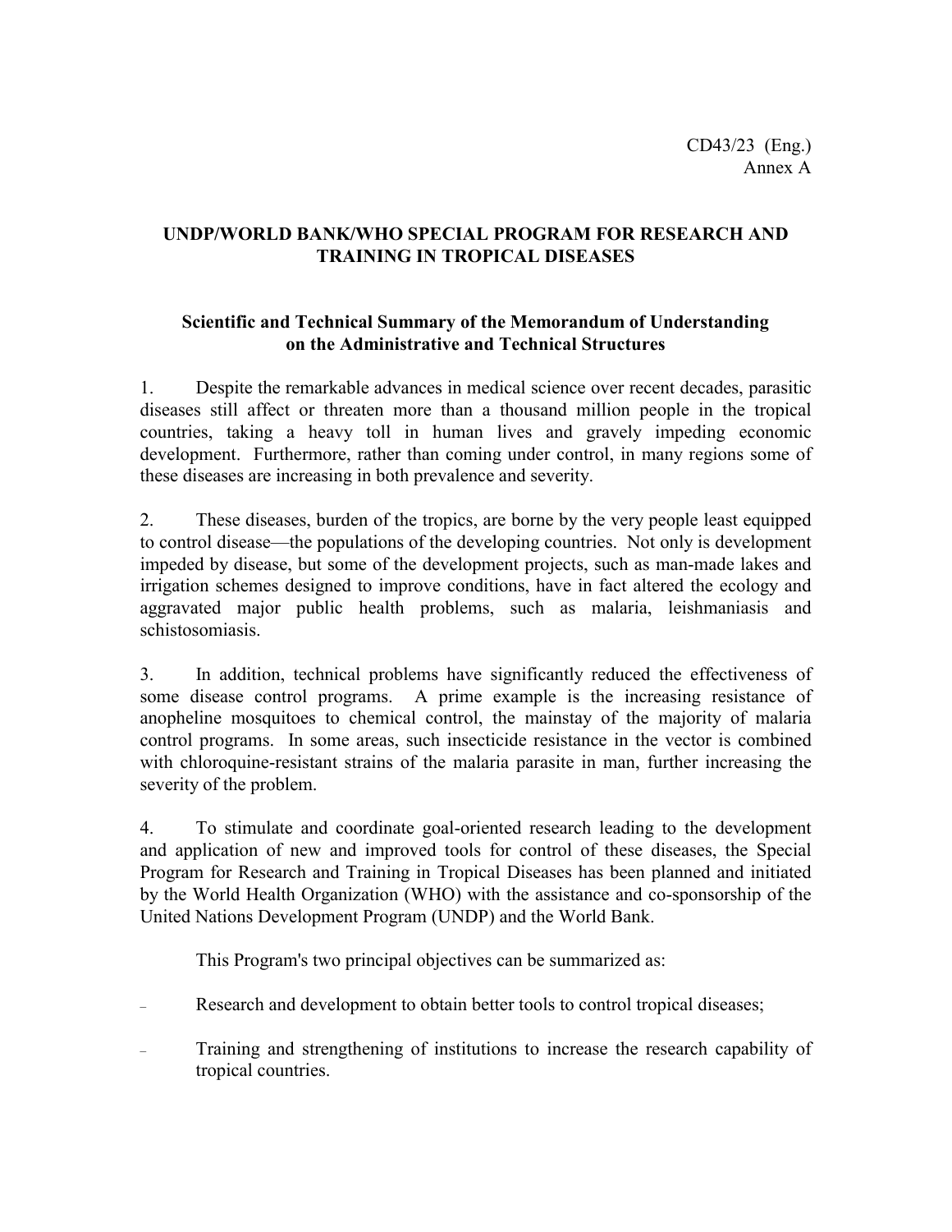CD43/23 (Eng.)
Annex A

## UNDP/WORLD BANK/WHO SPECIAL PROGRAM FOR RESEARCH AND TRAINING IN TROPICAL DISEASES

### Scientific and Technical Summary of the Memorandum of Understanding on the Administrative and Technical Structures

1. Despite the remarkable advances in medical science over recent decades, parasitic diseases still affect or threaten more than a thousand million people in the tropical countries, taking a heavy toll in human lives and gravely impeding economic development. Furthermore, rather than coming under control, in many regions some of these diseases are increasing in both prevalence and severity.

2. These diseases, burden of the tropics, are borne by the very people least equipped to control disease—the populations of the developing countries. Not only is development impeded by disease, but some of the development projects, such as man-made lakes and irrigation schemes designed to improve conditions, have in fact altered the ecology and aggravated major public health problems, such as malaria, leishmaniasis and schistosomiasis.

3. In addition, technical problems have significantly reduced the effectiveness of some disease control programs. A prime example is the increasing resistance of anopheline mosquitoes to chemical control, the mainstay of the majority of malaria control programs. In some areas, such insecticide resistance in the vector is combined with chloroquine-resistant strains of the malaria parasite in man, further increasing the severity of the problem.

4. To stimulate and coordinate goal-oriented research leading to the development and application of new and improved tools for control of these diseases, the Special Program for Research and Training in Tropical Diseases has been planned and initiated by the World Health Organization (WHO) with the assistance and co-sponsorship of the United Nations Development Program (UNDP) and the World Bank.

This Program's two principal objectives can be summarized as:

- Research and development to obtain better tools to control tropical diseases;
- Training and strengthening of institutions to increase the research capability of tropical countries.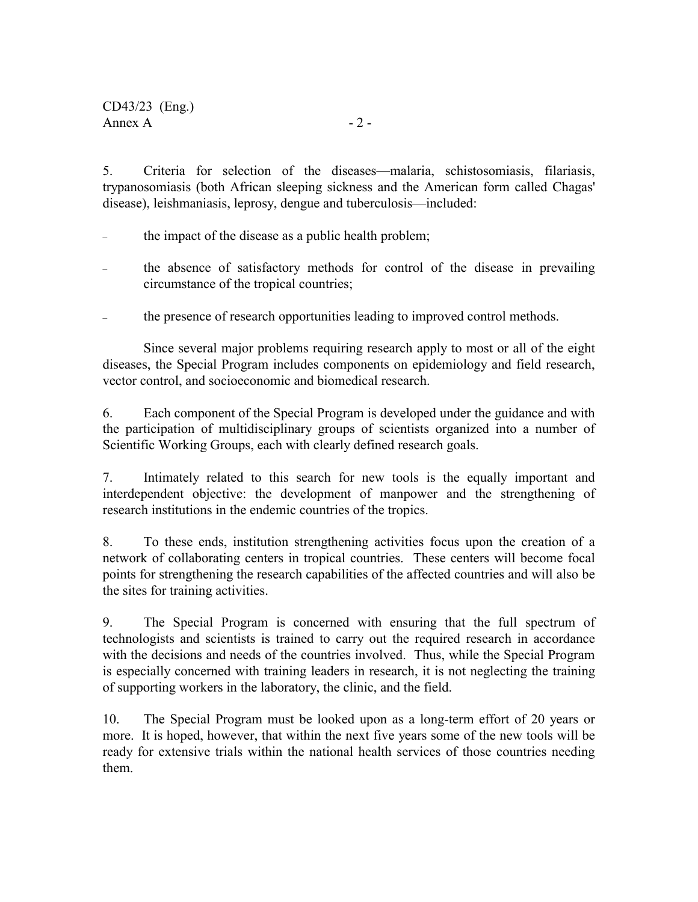5. Criteria for selection of the diseases—malaria, schistosomiasis, filariasis, trypanosomiasis (both African sleeping sickness and the American form called Chagas' disease), leishmaniasis, leprosy, dengue and tuberculosis—included:

- the impact of the disease as a public health problem;
- the absence of satisfactory methods for control of the disease in prevailing circumstance of the tropical countries;
- the presence of research opportunities leading to improved control methods.

Since several major problems requiring research apply to most or all of the eight diseases, the Special Program includes components on epidemiology and field research, vector control, and socioeconomic and biomedical research.

6. Each component of the Special Program is developed under the guidance and with the participation of multidisciplinary groups of scientists organized into a number of Scientific Working Groups, each with clearly defined research goals.

7. Intimately related to this search for new tools is the equally important and interdependent objective: the development of manpower and the strengthening of research institutions in the endemic countries of the tropics.

8. To these ends, institution strengthening activities focus upon the creation of a network of collaborating centers in tropical countries. These centers will become focal points for strengthening the research capabilities of the affected countries and will also be the sites for training activities.

9. The Special Program is concerned with ensuring that the full spectrum of technologists and scientists is trained to carry out the required research in accordance with the decisions and needs of the countries involved. Thus, while the Special Program is especially concerned with training leaders in research, it is not neglecting the training of supporting workers in the laboratory, the clinic, and the field.

10. The Special Program must be looked upon as a long-term effort of 20 years or more. It is hoped, however, that within the next five years some of the new tools will be ready for extensive trials within the national health services of those countries needing them.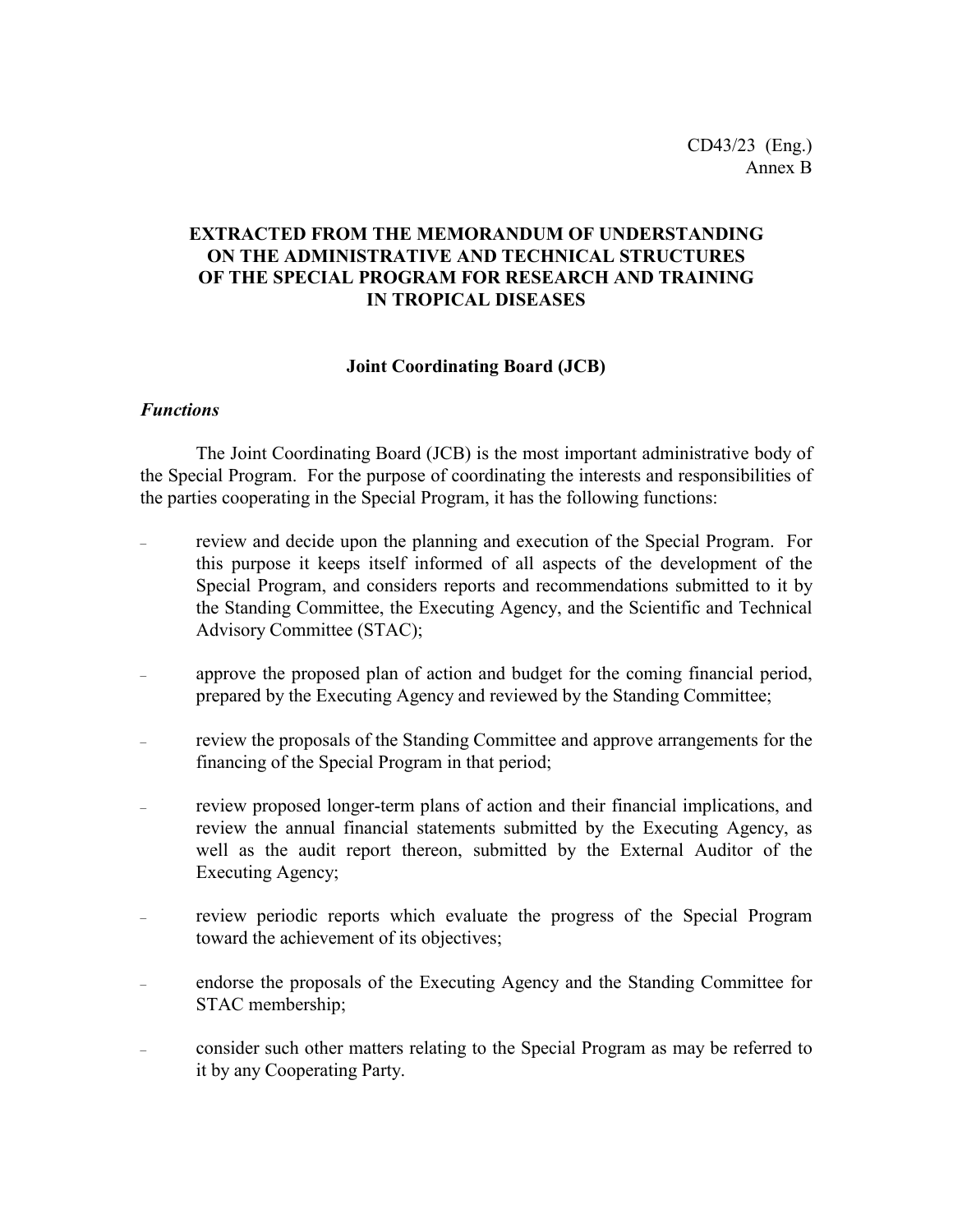CD43/23 (Eng.)
Annex B

# EXTRACTED FROM THE MEMORANDUM OF UNDERSTANDING ON THE ADMINISTRATIVE AND TECHNICAL STRUCTURES OF THE SPECIAL PROGRAM FOR RESEARCH AND TRAINING IN TROPICAL DISEASES

## Joint Coordinating Board (JCB)

### *Functions*

The Joint Coordinating Board (JCB) is the most important administrative body of the Special Program. For the purpose of coordinating the interests and responsibilities of the parties cooperating in the Special Program, it has the following functions:

- review and decide upon the planning and execution of the Special Program. For this purpose it keeps itself informed of all aspects of the development of the Special Program, and considers reports and recommendations submitted to it by the Standing Committee, the Executing Agency, and the Scientific and Technical Advisory Committee (STAC);
- approve the proposed plan of action and budget for the coming financial period, prepared by the Executing Agency and reviewed by the Standing Committee;
- review the proposals of the Standing Committee and approve arrangements for the financing of the Special Program in that period;
- review proposed longer-term plans of action and their financial implications, and review the annual financial statements submitted by the Executing Agency, as well as the audit report thereon, submitted by the External Auditor of the Executing Agency;
- review periodic reports which evaluate the progress of the Special Program toward the achievement of its objectives;
- endorse the proposals of the Executing Agency and the Standing Committee for STAC membership;
- consider such other matters relating to the Special Program as may be referred to it by any Cooperating Party.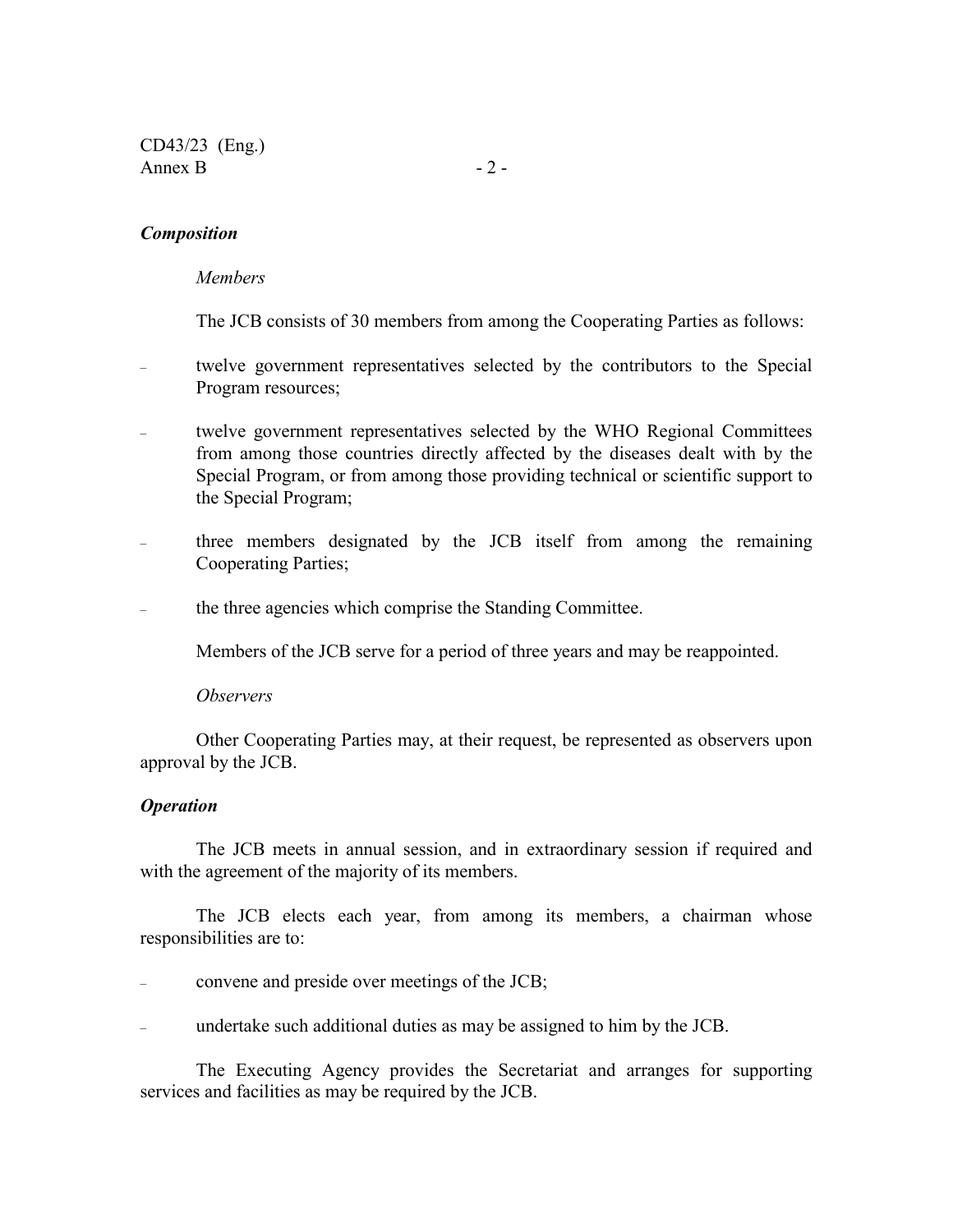***Composition***

*Members*

The JCB consists of 30 members from among the Cooperating Parties as follows:

- twelve government representatives selected by the contributors to the Special Program resources;
- twelve government representatives selected by the WHO Regional Committees from among those countries directly affected by the diseases dealt with by the Special Program, or from among those providing technical or scientific support to the Special Program;
- three members designated by the JCB itself from among the remaining Cooperating Parties;
- the three agencies which comprise the Standing Committee.

Members of the JCB serve for a period of three years and may be reappointed.

*Observers*

Other Cooperating Parties may, at their request, be represented as observers upon approval by the JCB.

***Operation***

The JCB meets in annual session, and in extraordinary session if required and with the agreement of the majority of its members.

The JCB elects each year, from among its members, a chairman whose responsibilities are to:

- convene and preside over meetings of the JCB;
- undertake such additional duties as may be assigned to him by the JCB.

The Executing Agency provides the Secretariat and arranges for supporting services and facilities as may be required by the JCB.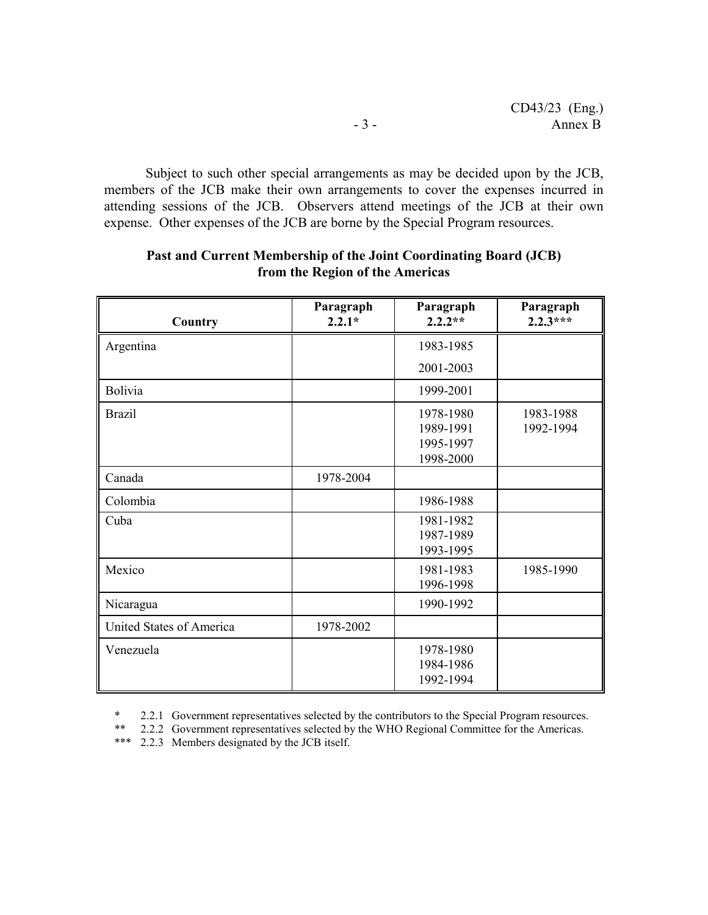Subject to such other special arrangements as may be decided upon by the JCB, members of the JCB make their own arrangements to cover the expenses incurred in attending sessions of the JCB. Observers attend meetings of the JCB at their own expense. Other expenses of the JCB are borne by the Special Program resources.

**Past and Current Membership of the Joint Coordinating Board (JCB) from the Region of the Americas**

| Country | Paragraph 2.2.1* | Paragraph 2.2.2** | Paragraph 2.2.3*** |
|---|---|---|---|
| Argentina | | 1983-1985<br>2001-2003 | |
| Bolivia | | 1999-2001 | |
| Brazil | | 1978-1980<br>1989-1991<br>1995-1997<br>1998-2000 | 1983-1988<br>1992-1994 |
| Canada | 1978-2004 | | |
| Colombia | | 1986-1988 | |
| Cuba | | 1981-1982<br>1987-1989<br>1993-1995 | |
| Mexico | | 1981-1983<br>1996-1998 | 1985-1990 |
| Nicaragua | | 1990-1992 | |
| United States of America | 1978-2002 | | |
| Venezuela | | 1978-1980<br>1984-1986<br>1992-1994 | |

\* 2.2.1 Government representatives selected by the contributors to the Special Program resources.

\*\* 2.2.2 Government representatives selected by the WHO Regional Committee for the Americas.

\*\*\* 2.2.3 Members designated by the JCB itself.